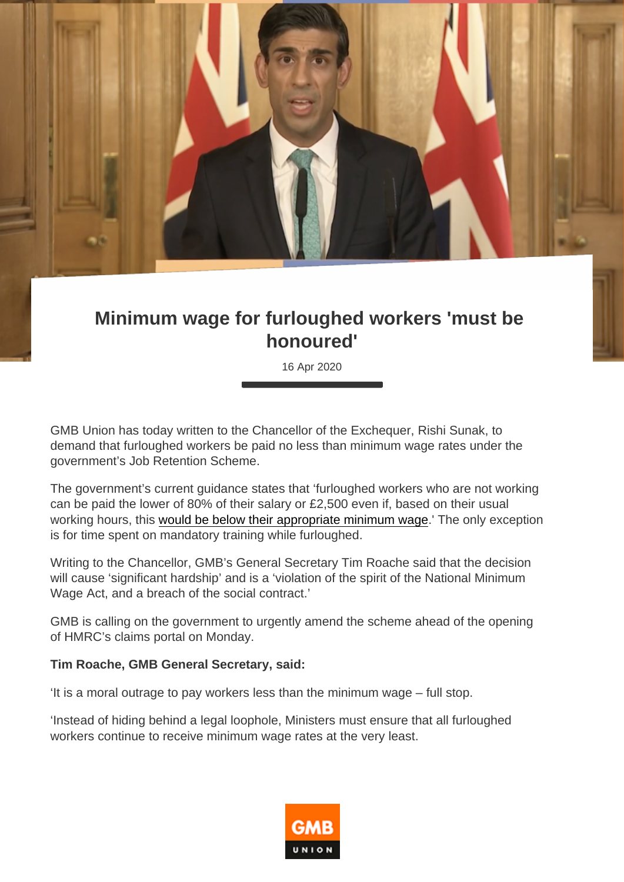# Minimum wage for furloughed workers 'must be honoured'

16 Apr 2020

GMB Union has today written to the Chancellor of the Exchequer, Rishi Sunak, to demand that furloughed workers be paid no less than minimum wage rates under the government's Job Retention Scheme.

The government's current guidance states that 'furloughed workers who are not working can be paid the lower of 80% of their salary or £2,500 even if, based on their usual working hours, this would be below their appropriate minimum wage.' The only exception is for time spent on mandatory training while furloughed.

Writing to the Chancellor, GMB's General Secretary Tim Roache said that the decision will cause 'significant hardship' and is a 'violation of the spirit of the National Minimum Wage Act, and a breach of the social contract.'

GMB is calling on the government to urgently amend the scheme ahead of the opening of HMRC's claims portal on Monday.

**Tim Roache, GMB General Secretary, said:**

'It is a moral outrage to pay workers less than the minimum wage – full stop.

'Instead of hiding behind a legal loophole, Ministers must ensure that all furloughed workers continue to receive minimum wage rates at the very least.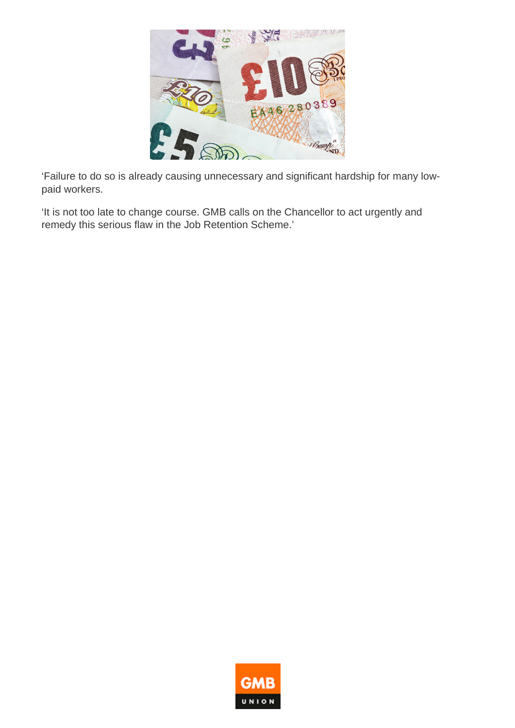'Failure to do so is already causing unnecessary and significant hardship for many low-paid workers.

'It is not too late to change course. GMB calls on the Chancellor to act urgently and remedy this serious flaw in the Job Retention Scheme.'